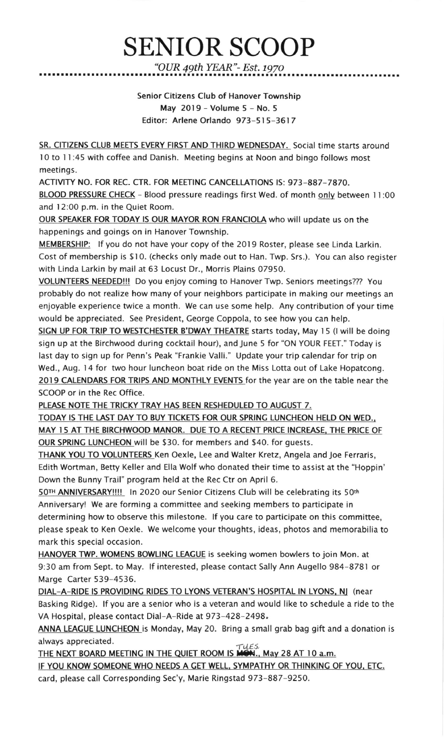# SENIOR SCOOP

*"OUR 49th YEAR"- Est. 1970*

**Senior Citizens Club of Hanover Township**
**May 2019 - Volume 5 - No. 5**
**Editor: Arlene Orlando 973-515-3617**

<u>SR. CITIZENS CLUB MEETS EVERY FIRST AND THIRD WEDNESDAY.</u> Social time starts around 10 to 11:45 with coffee and Danish. Meeting begins at Noon and bingo follows most meetings.

ACTIVITY NO. FOR REC. CTR. FOR MEETING CANCELLATIONS IS: 973-887-7870.

<u>BLOOD PRESSURE CHECK</u> - Blood pressure readings first Wed. of month <u>only</u> between 11:00 and 12:00 p.m. in the Quiet Room.

<u>OUR SPEAKER FOR TODAY IS OUR MAYOR RON FRANCIOLA</u> who will update us on the happenings and goings on in Hanover Township.

<u>MEMBERSHIP:</u> If you do not have your copy of the 2019 Roster, please see Linda Larkin. Cost of membership is $10. (checks only made out to Han. Twp. Srs.). You can also register with Linda Larkin by mail at 63 Locust Dr., Morris Plains 07950.

<u>VOLUNTEERS NEEDED!!!</u> Do you enjoy coming to Hanover Twp. Seniors meetings??? You probably do not realize how many of your neighbors participate in making our meetings an enjoyable experience twice a month. We can use some help. Any contribution of your time would be appreciated. See President, George Coppola, to see how you can help.

<u>SIGN UP FOR TRIP TO WESTCHESTER B'DWAY THEATRE</u> starts today, May 15 (I will be doing sign up at the Birchwood during cocktail hour), and June 5 for "ON YOUR FEET." Today is last day to sign up for Penn's Peak "Frankie Valli." Update your trip calendar for trip on Wed., Aug. 14 for two hour luncheon boat ride on the Miss Lotta out of Lake Hopatcong.

<u>2019 CALENDARS FOR TRIPS AND MONTHLY EVENTS</u> for the year are on the table near the SCOOP or in the Rec Office.

<u>PLEASE NOTE THE TRICKY TRAY HAS BEEN RESHEDULED TO AUGUST 7.</u>

<u>TODAY IS THE LAST DAY TO BUY TICKETS FOR OUR SPRING LUNCHEON HELD ON WED., MAY 15 AT THE BIRCHWOOD MANOR. DUE TO A RECENT PRICE INCREASE, THE PRICE OF OUR SPRING LUNCHEON</u> will be $30. for members and $40. for guests.

<u>THANK YOU TO VOLUNTEERS</u> Ken Oexle, Lee and Walter Kretz, Angela and Joe Ferraris, Edith Wortman, Betty Keller and Ella Wolf who donated their time to assist at the "Hoppin' Down the Bunny Trail" program held at the Rec Ctr on April 6.

<u>50TH ANNIVERSARY!!!!</u> In 2020 our Senior Citizens Club will be celebrating its 50th Anniversary! We are forming a committee and seeking members to participate in determining how to observe this milestone. If you care to participate on this committee, please speak to Ken Oexle. We welcome your thoughts, ideas, photos and memorabilia to mark this special occasion.

<u>HANOVER TWP. WOMENS BOWLING LEAGUE</u> is seeking women bowlers to join Mon. at 9:30 am from Sept. to May. If interested, please contact Sally Ann Augello 984-8781 or Marge Carter 539-4536.

<u>DIAL-A-RIDE IS PROVIDING RIDES TO LYONS VETERAN'S HOSPITAL IN LYONS, NJ</u> (near Basking Ridge). If you are a senior who is a veteran and would like to schedule a ride to the VA Hospital, please contact Dial-A-Ride at 973-428-2498.

<u>ANNA LEAGUE LUNCHEON</u> is Monday, May 20. Bring a small grab bag gift and a donation is always appreciated.

<u>THE NEXT BOARD MEETING IN THE QUIET ROOM IS ~~MON.~~ TUES., May 28 AT 10 a.m.</u>

<u>IF YOU KNOW SOMEONE WHO NEEDS A GET WELL, SYMPATHY OR THINKING OF YOU, ETC.</u> card, please call Corresponding Sec'y, Marie Ringstad 973-887-9250.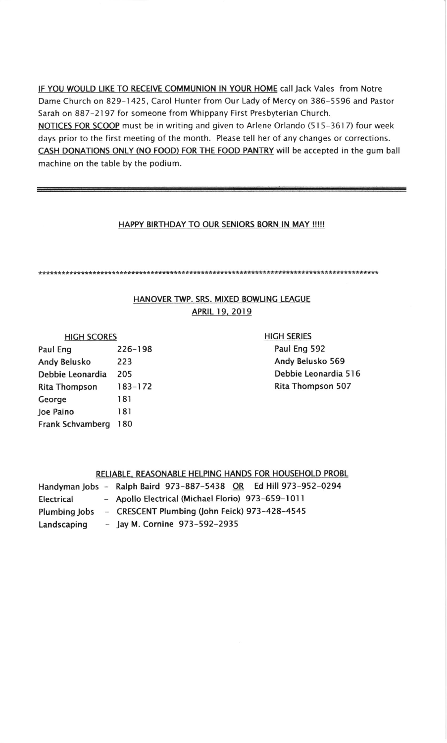<u>IF YOU WOULD LIKE TO RECEIVE COMMUNION IN YOUR HOME</u> call Jack Vales from Notre Dame Church on 829-1425, Carol Hunter from Our Lady of Mercy on 386-5596 and Pastor Sarah on 887-2197 for someone from Whippany First Presbyterian Church.
<u>NOTICES FOR SCOOP</u> must be in writing and given to Arlene Orlando (515-3617) four week days prior to the first meeting of the month. Please tell her of any changes or corrections.
<u>CASH DONATIONS ONLY (NO FOOD) FOR THE FOOD PANTRY</u> will be accepted in the gum ball machine on the table by the podium.

---

<u>HAPPY BIRTHDAY TO OUR SENIORS BORN IN MAY !!!!!</u>

*******************************************************************************************

## HANOVER TWP. SRS. MIXED BOWLING LEAGUE

### APRIL 19, 2019

**HIGH SCORES**

| | |
|---|---|
| Paul Eng | 226-198 |
| Andy Belusko | 223 |
| Debbie Leonardia | 205 |
| Rita Thompson | 183-172 |
| George | 181 |
| Joe Paino | 181 |
| Frank Schvamberg | 180 |

**HIGH SERIES**

Paul Eng 592
Andy Belusko 569
Debbie Leonardia 516
Rita Thompson 507

### RELIABLE, REASONABLE HELPING HANDS FOR HOUSEHOLD PROBL

| | |
|---|---|
| Handyman Jobs | - Ralph Baird 973-887-5438 <u>OR</u> Ed Hill 973-952-0294 |
| Electrical | - Apollo Electrical (Michael Florio) 973-659-1011 |
| Plumbing Jobs | - CRESCENT Plumbing (John Feick) 973-428-4545 |
| Landscaping | - Jay M. Cornine 973-592-2935 |